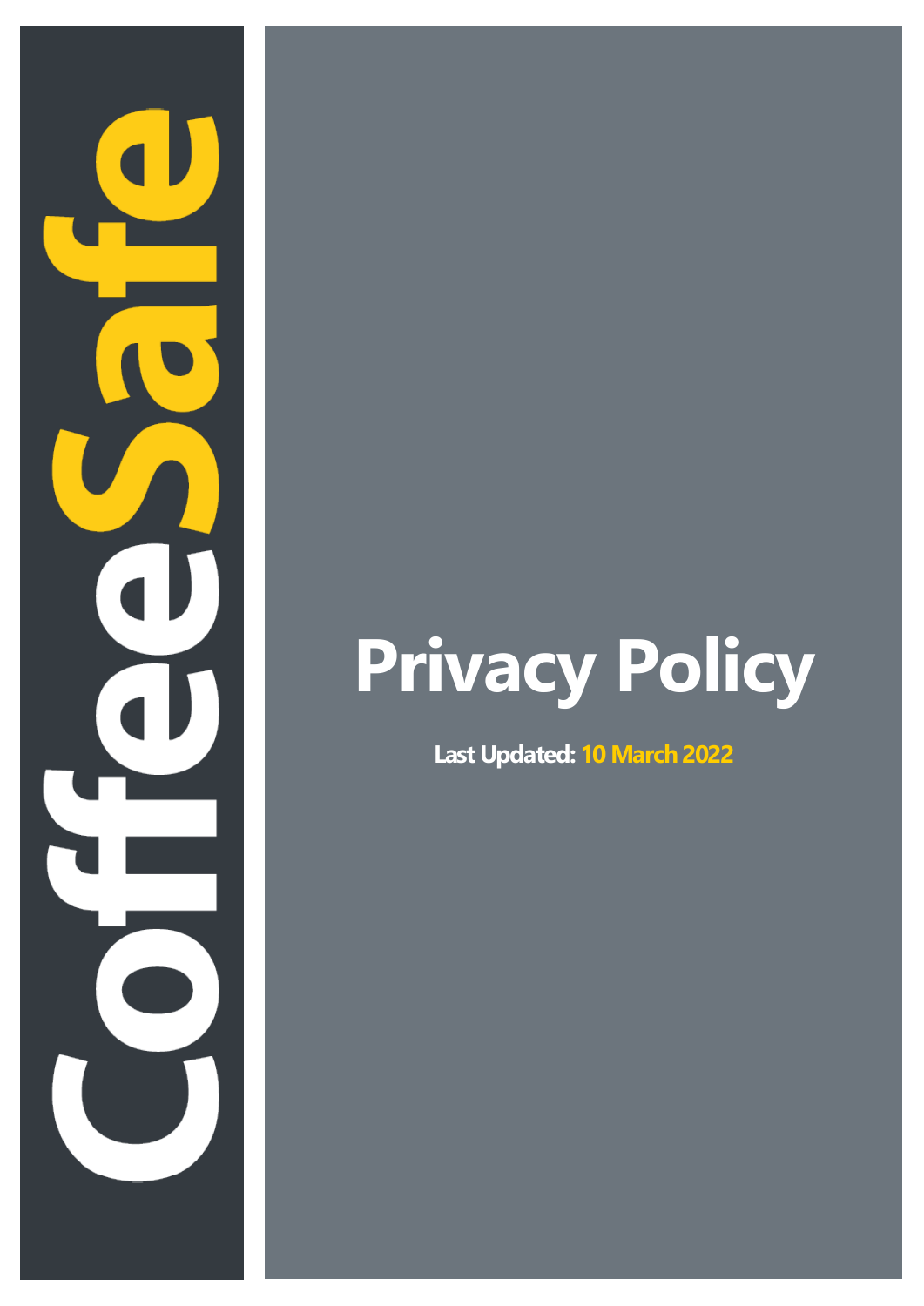CoffeeSafe

# Privacy Policy

**Last Updated: 10 March 2022**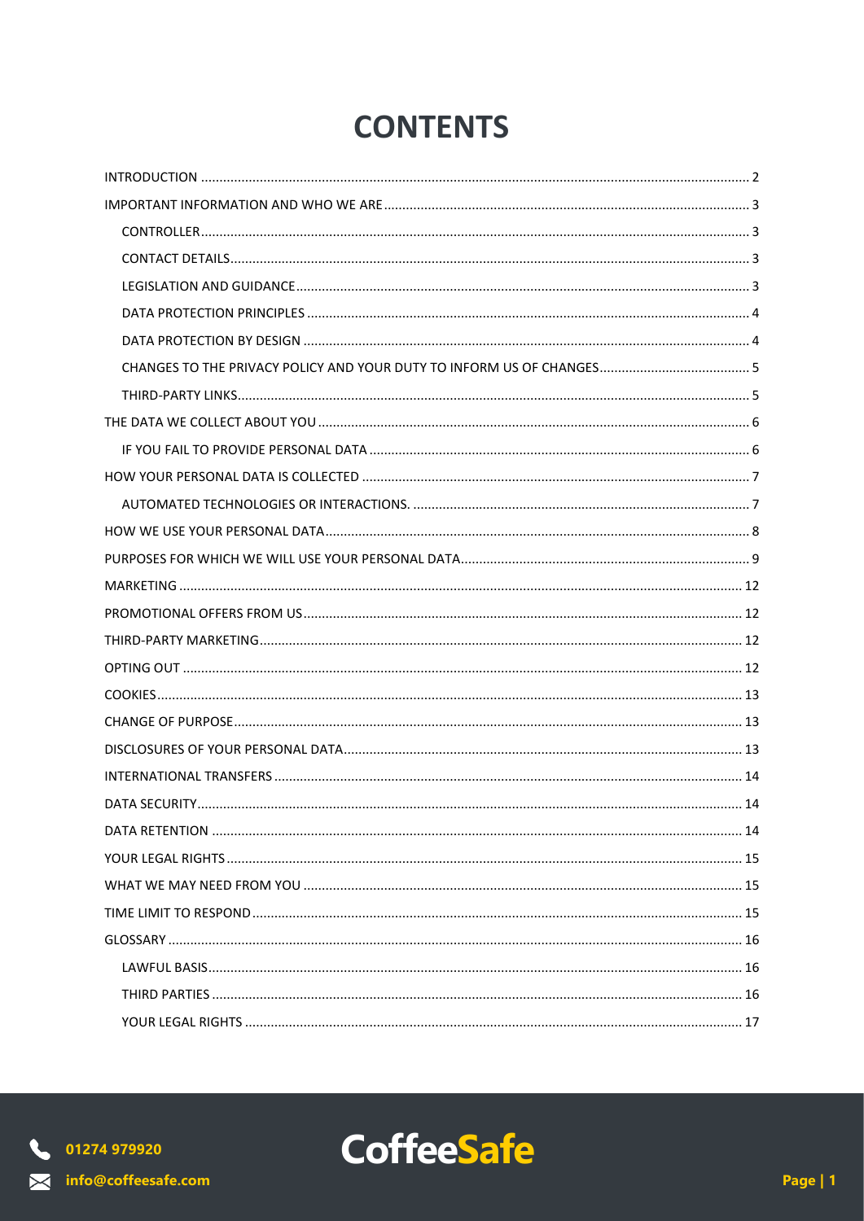# CONTENTS

- INTRODUCTION ..... 2
- IMPORTANT INFORMATION AND WHO WE ARE ..... 3
  - CONTROLLER ..... 3
  - CONTACT DETAILS ..... 3
  - LEGISLATION AND GUIDANCE ..... 3
  - DATA PROTECTION PRINCIPLES ..... 4
  - DATA PROTECTION BY DESIGN ..... 4
  - CHANGES TO THE PRIVACY POLICY AND YOUR DUTY TO INFORM US OF CHANGES ..... 5
  - THIRD-PARTY LINKS ..... 5
- THE DATA WE COLLECT ABOUT YOU ..... 6
  - IF YOU FAIL TO PROVIDE PERSONAL DATA ..... 6
- HOW YOUR PERSONAL DATA IS COLLECTED ..... 7
  - AUTOMATED TECHNOLOGIES OR INTERACTIONS. ..... 7
- HOW WE USE YOUR PERSONAL DATA ..... 8
- PURPOSES FOR WHICH WE WILL USE YOUR PERSONAL DATA ..... 9
- MARKETING ..... 12
- PROMOTIONAL OFFERS FROM US ..... 12
- THIRD-PARTY MARKETING ..... 12
- OPTING OUT ..... 12
- COOKIES ..... 13
- CHANGE OF PURPOSE ..... 13
- DISCLOSURES OF YOUR PERSONAL DATA ..... 13
- INTERNATIONAL TRANSFERS ..... 14
- DATA SECURITY ..... 14
- DATA RETENTION ..... 14
- YOUR LEGAL RIGHTS ..... 15
- WHAT WE MAY NEED FROM YOU ..... 15
- TIME LIMIT TO RESPOND ..... 15
- GLOSSARY ..... 16
  - LAWFUL BASIS ..... 16
  - THIRD PARTIES ..... 16
  - YOUR LEGAL RIGHTS ..... 17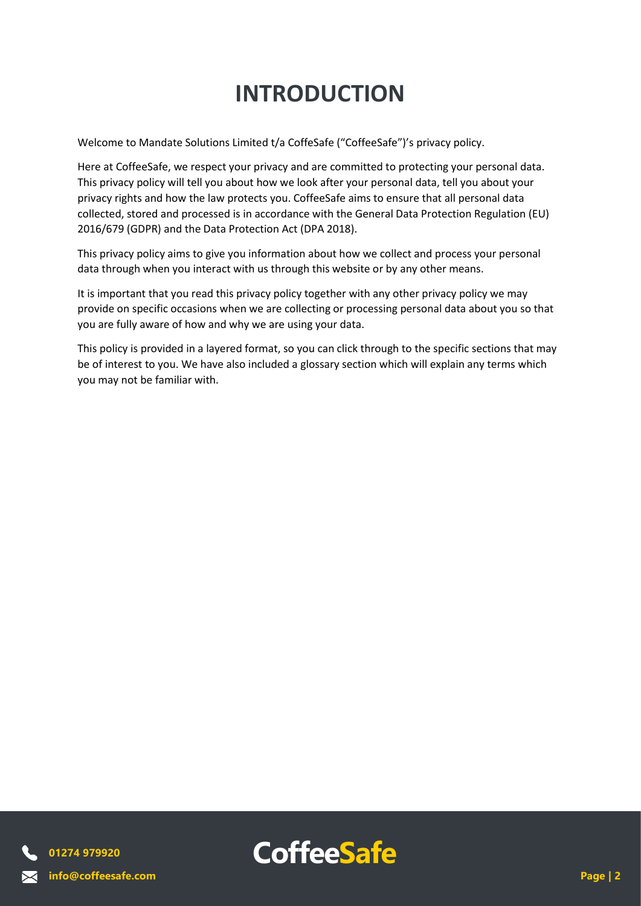# INTRODUCTION

Welcome to Mandate Solutions Limited t/a CoffeSafe ("CoffeeSafe")'s privacy policy.

Here at CoffeeSafe, we respect your privacy and are committed to protecting your personal data. This privacy policy will tell you about how we look after your personal data, tell you about your privacy rights and how the law protects you. CoffeeSafe aims to ensure that all personal data collected, stored and processed is in accordance with the General Data Protection Regulation (EU) 2016/679 (GDPR) and the Data Protection Act (DPA 2018).

This privacy policy aims to give you information about how we collect and process your personal data through when you interact with us through this website or by any other means.

It is important that you read this privacy policy together with any other privacy policy we may provide on specific occasions when we are collecting or processing personal data about you so that you are fully aware of how and why we are using your data.

This policy is provided in a layered format, so you can click through to the specific sections that may be of interest to you. We have also included a glossary section which will explain any terms which you may not be familiar with.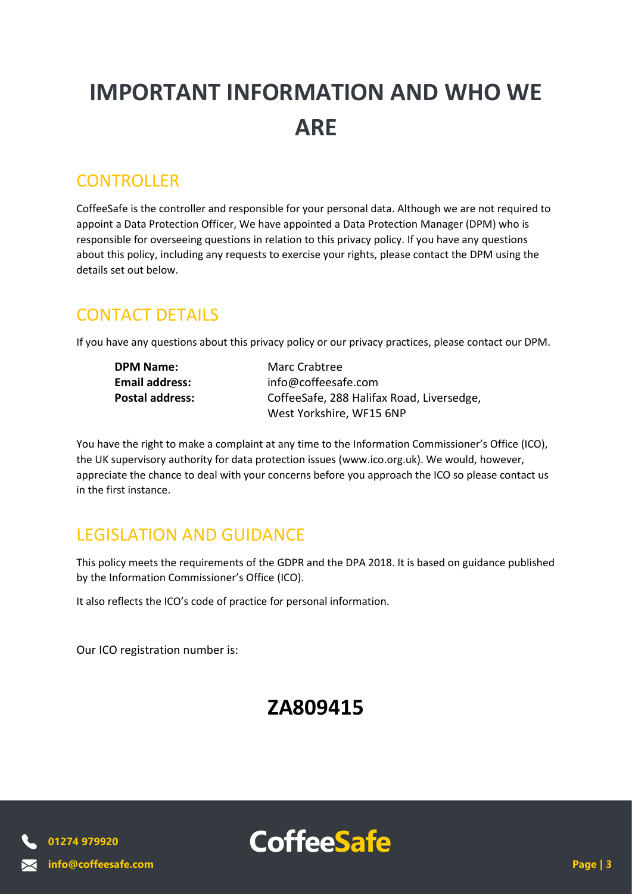# IMPORTANT INFORMATION AND WHO WE ARE

## CONTROLLER

CoffeeSafe is the controller and responsible for your personal data. Although we are not required to appoint a Data Protection Officer, We have appointed a Data Protection Manager (DPM) who is responsible for overseeing questions in relation to this privacy policy. If you have any questions about this policy, including any requests to exercise your rights, please contact the DPM using the details set out below.

## CONTACT DETAILS

If you have any questions about this privacy policy or our privacy practices, please contact our DPM.

| | |
|---|---|
| **DPM Name:** | Marc Crabtree |
| **Email address:** | info@coffeesafe.com |
| **Postal address:** | CoffeeSafe, 288 Halifax Road, Liversedge, West Yorkshire, WF15 6NP |

You have the right to make a complaint at any time to the Information Commissioner's Office (ICO), the UK supervisory authority for data protection issues (www.ico.org.uk). We would, however, appreciate the chance to deal with your concerns before you approach the ICO so please contact us in the first instance.

## LEGISLATION AND GUIDANCE

This policy meets the requirements of the GDPR and the DPA 2018. It is based on guidance published by the Information Commissioner's Office (ICO).

It also reflects the ICO's code of practice for personal information.

Our ICO registration number is:

## ZA809415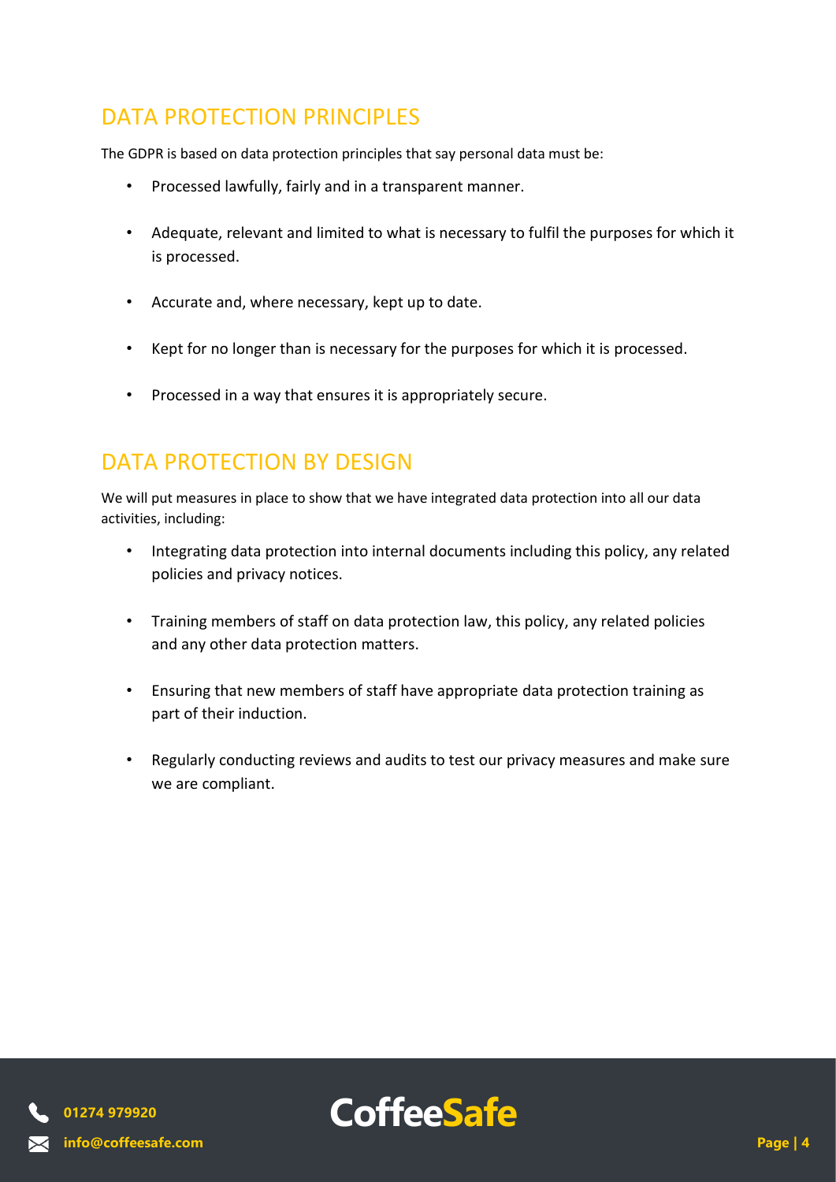## DATA PROTECTION PRINCIPLES

The GDPR is based on data protection principles that say personal data must be:

- Processed lawfully, fairly and in a transparent manner.
- Adequate, relevant and limited to what is necessary to fulfil the purposes for which it is processed.
- Accurate and, where necessary, kept up to date.
- Kept for no longer than is necessary for the purposes for which it is processed.
- Processed in a way that ensures it is appropriately secure.

## DATA PROTECTION BY DESIGN

We will put measures in place to show that we have integrated data protection into all our data activities, including:

- Integrating data protection into internal documents including this policy, any related policies and privacy notices.
- Training members of staff on data protection law, this policy, any related policies and any other data protection matters.
- Ensuring that new members of staff have appropriate data protection training as part of their induction.
- Regularly conducting reviews and audits to test our privacy measures and make sure we are compliant.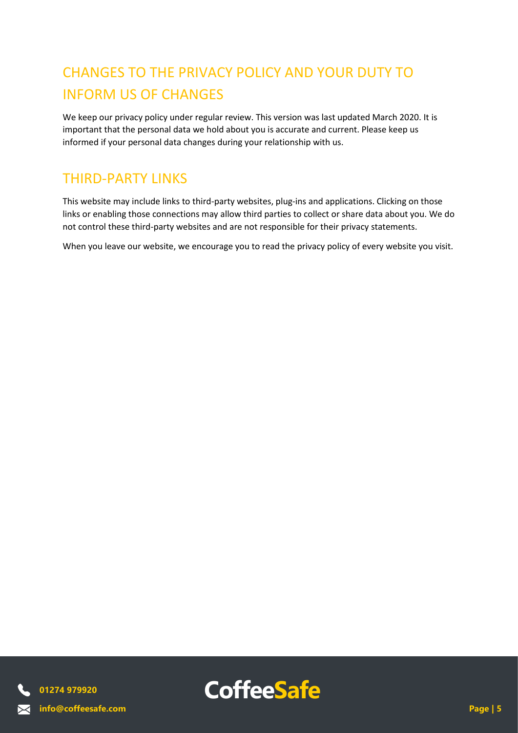## CHANGES TO THE PRIVACY POLICY AND YOUR DUTY TO INFORM US OF CHANGES

We keep our privacy policy under regular review. This version was last updated March 2020. It is important that the personal data we hold about you is accurate and current. Please keep us informed if your personal data changes during your relationship with us.

## THIRD-PARTY LINKS

This website may include links to third-party websites, plug-ins and applications. Clicking on those links or enabling those connections may allow third parties to collect or share data about you. We do not control these third-party websites and are not responsible for their privacy statements.

When you leave our website, we encourage you to read the privacy policy of every website you visit.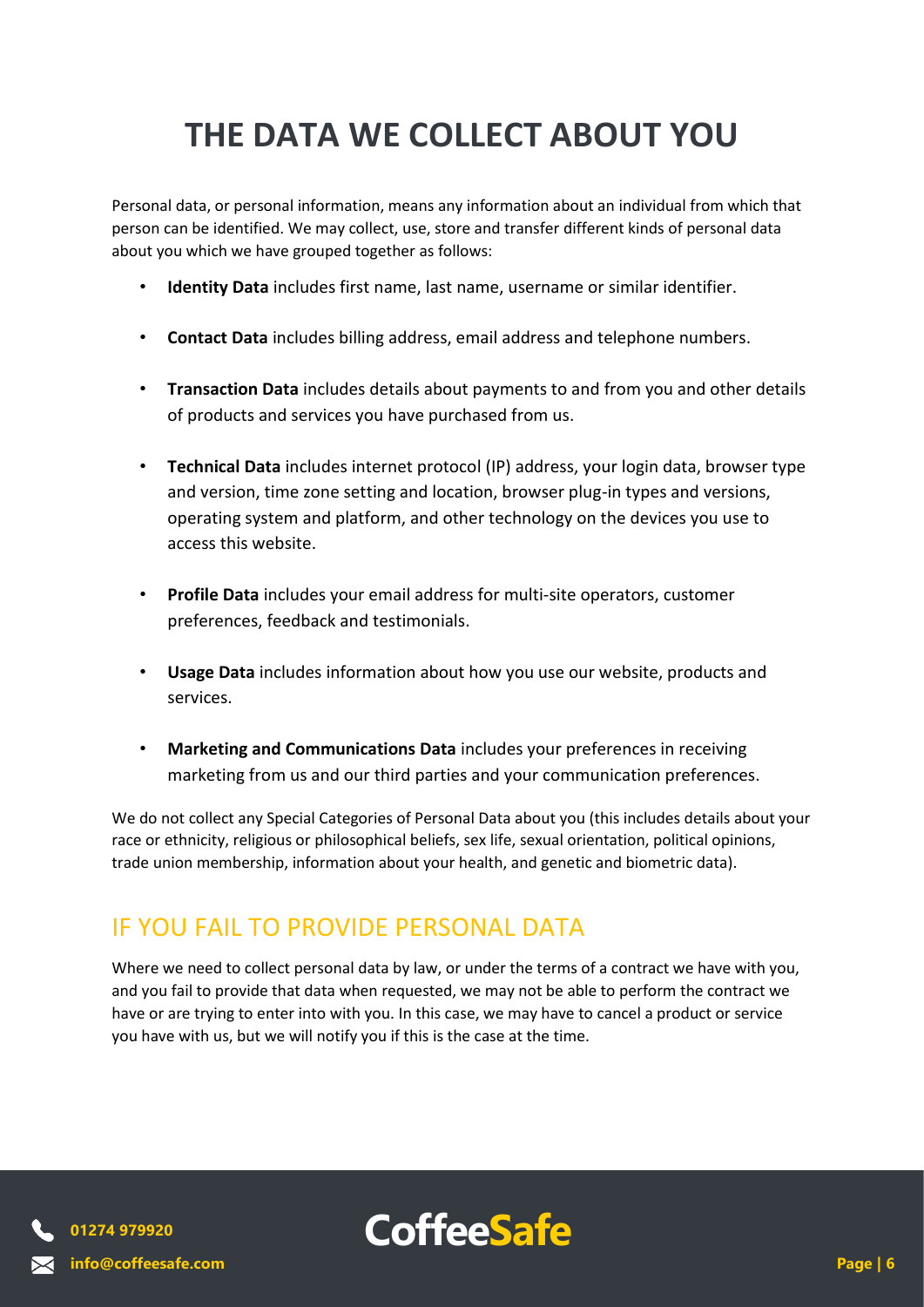# THE DATA WE COLLECT ABOUT YOU

Personal data, or personal information, means any information about an individual from which that person can be identified. We may collect, use, store and transfer different kinds of personal data about you which we have grouped together as follows:

- **Identity Data** includes first name, last name, username or similar identifier.
- **Contact Data** includes billing address, email address and telephone numbers.
- **Transaction Data** includes details about payments to and from you and other details of products and services you have purchased from us.
- **Technical Data** includes internet protocol (IP) address, your login data, browser type and version, time zone setting and location, browser plug-in types and versions, operating system and platform, and other technology on the devices you use to access this website.
- **Profile Data** includes your email address for multi-site operators, customer preferences, feedback and testimonials.
- **Usage Data** includes information about how you use our website, products and services.
- **Marketing and Communications Data** includes your preferences in receiving marketing from us and our third parties and your communication preferences.

We do not collect any Special Categories of Personal Data about you (this includes details about your race or ethnicity, religious or philosophical beliefs, sex life, sexual orientation, political opinions, trade union membership, information about your health, and genetic and biometric data).

## IF YOU FAIL TO PROVIDE PERSONAL DATA

Where we need to collect personal data by law, or under the terms of a contract we have with you, and you fail to provide that data when requested, we may not be able to perform the contract we have or are trying to enter into with you. In this case, we may have to cancel a product or service you have with us, but we will notify you if this is the case at the time.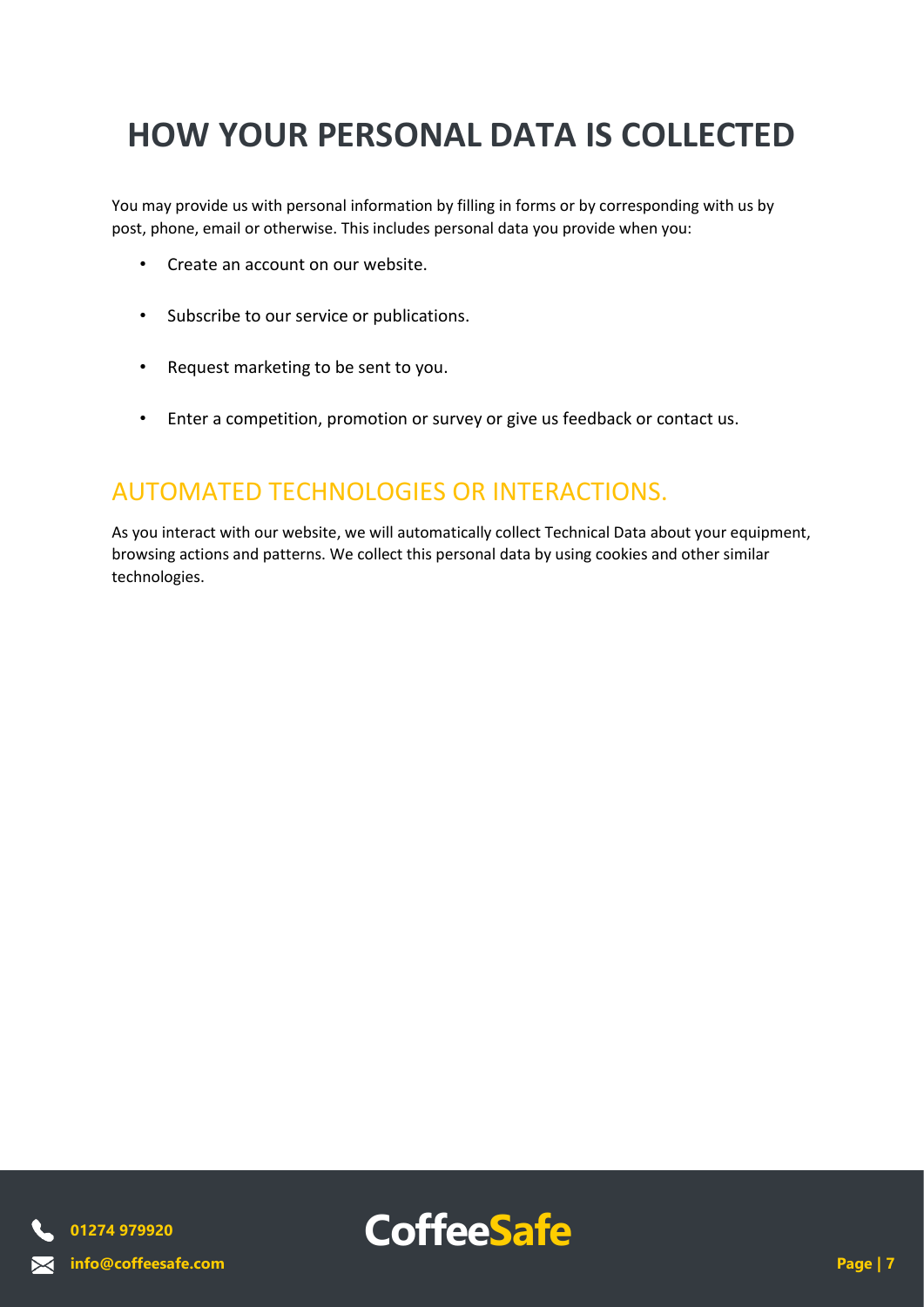# HOW YOUR PERSONAL DATA IS COLLECTED

You may provide us with personal information by filling in forms or by corresponding with us by post, phone, email or otherwise. This includes personal data you provide when you:

- Create an account on our website.
- Subscribe to our service or publications.
- Request marketing to be sent to you.
- Enter a competition, promotion or survey or give us feedback or contact us.

## AUTOMATED TECHNOLOGIES OR INTERACTIONS.

As you interact with our website, we will automatically collect Technical Data about your equipment, browsing actions and patterns. We collect this personal data by using cookies and other similar technologies.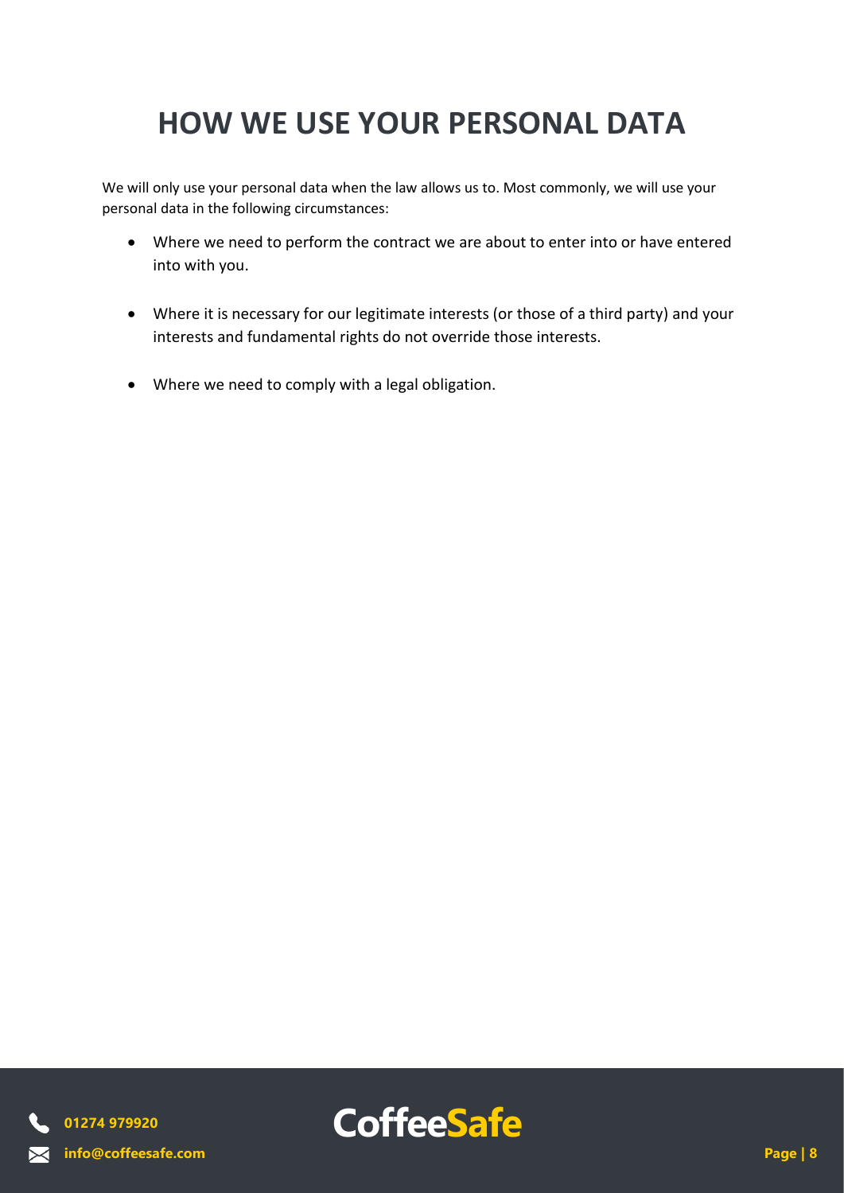# HOW WE USE YOUR PERSONAL DATA

We will only use your personal data when the law allows us to. Most commonly, we will use your personal data in the following circumstances:

- Where we need to perform the contract we are about to enter into or have entered into with you.
- Where it is necessary for our legitimate interests (or those of a third party) and your interests and fundamental rights do not override those interests.
- Where we need to comply with a legal obligation.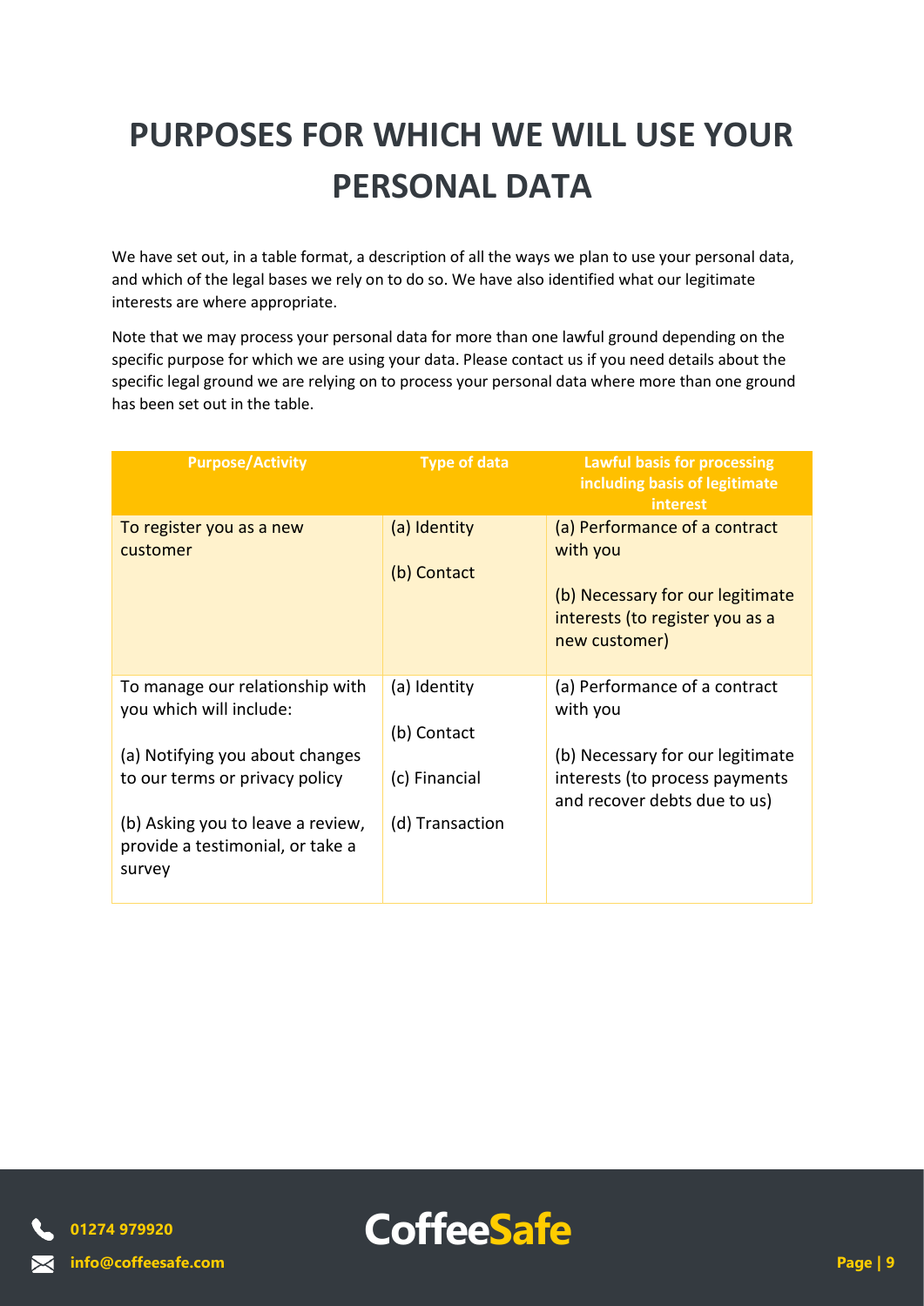# PURPOSES FOR WHICH WE WILL USE YOUR PERSONAL DATA

We have set out, in a table format, a description of all the ways we plan to use your personal data, and which of the legal bases we rely on to do so. We have also identified what our legitimate interests are where appropriate.

Note that we may process your personal data for more than one lawful ground depending on the specific purpose for which we are using your data. Please contact us if you need details about the specific legal ground we are relying on to process your personal data where more than one ground has been set out in the table.

| Purpose/Activity | Type of data | Lawful basis for processing including basis of legitimate interest |
|---|---|---|
| To register you as a new customer | (a) Identity<br><br>(b) Contact | (a) Performance of a contract with you<br><br>(b) Necessary for our legitimate interests (to register you as a new customer) |
| To manage our relationship with you which will include:<br><br>(a) Notifying you about changes to our terms or privacy policy<br><br>(b) Asking you to leave a review, provide a testimonial, or take a survey | (a) Identity<br><br>(b) Contact<br><br>(c) Financial<br><br>(d) Transaction | (a) Performance of a contract with you<br><br>(b) Necessary for our legitimate interests (to process payments and recover debts due to us) |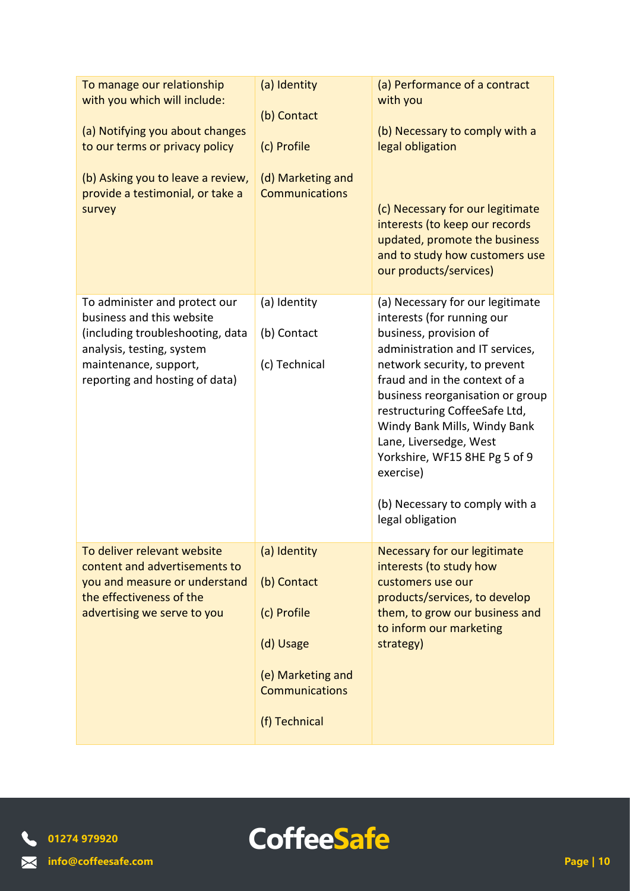| | | |
|---|---|---|
| To manage our relationship with you which will include:<br><br>(a) Notifying you about changes to our terms or privacy policy<br><br>(b) Asking you to leave a review, provide a testimonial, or take a survey | (a) Identity<br><br>(b) Contact<br><br>(c) Profile<br><br>(d) Marketing and Communications | (a) Performance of a contract with you<br><br>(b) Necessary to comply with a legal obligation<br><br>(c) Necessary for our legitimate interests (to keep our records updated, promote the business and to study how customers use our products/services) |
| To administer and protect our business and this website (including troubleshooting, data analysis, testing, system maintenance, support, reporting and hosting of data) | (a) Identity<br><br>(b) Contact<br><br>(c) Technical | (a) Necessary for our legitimate interests (for running our business, provision of administration and IT services, network security, to prevent fraud and in the context of a business reorganisation or group restructuring CoffeeSafe Ltd, Windy Bank Mills, Windy Bank Lane, Liversedge, West Yorkshire, WF15 8HE Pg 5 of 9 exercise)<br><br>(b) Necessary to comply with a legal obligation |
| To deliver relevant website content and advertisements to you and measure or understand the effectiveness of the advertising we serve to you | (a) Identity<br><br>(b) Contact<br><br>(c) Profile<br><br>(d) Usage<br><br>(e) Marketing and Communications<br><br>(f) Technical | Necessary for our legitimate interests (to study how customers use our products/services, to develop them, to grow our business and to inform our marketing strategy) |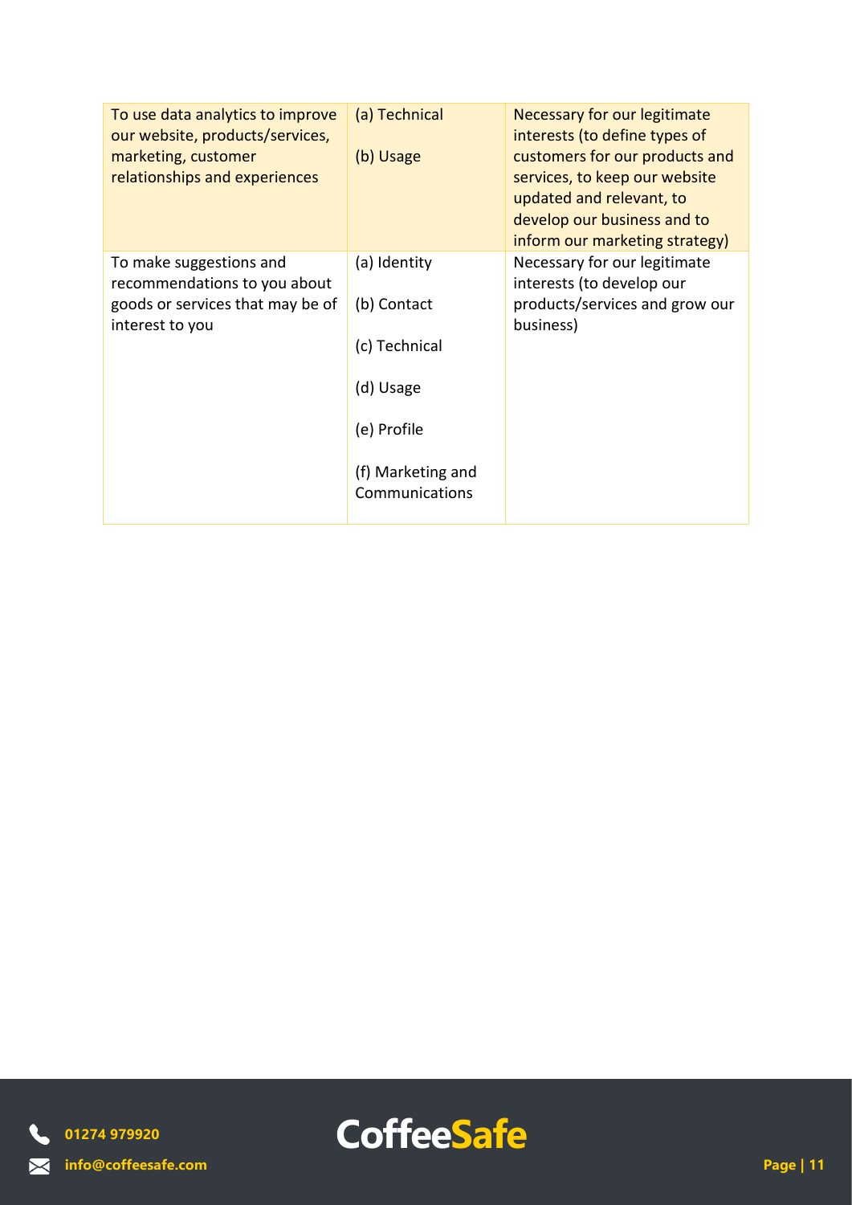| | | |
|---|---|---|
| To use data analytics to improve our website, products/services, marketing, customer relationships and experiences | (a) Technical<br><br>(b) Usage | Necessary for our legitimate interests (to define types of customers for our products and services, to keep our website updated and relevant, to develop our business and to inform our marketing strategy) |
| To make suggestions and recommendations to you about goods or services that may be of interest to you | (a) Identity<br><br>(b) Contact<br><br>(c) Technical<br><br>(d) Usage<br><br>(e) Profile<br><br>(f) Marketing and Communications | Necessary for our legitimate interests (to develop our products/services and grow our business) |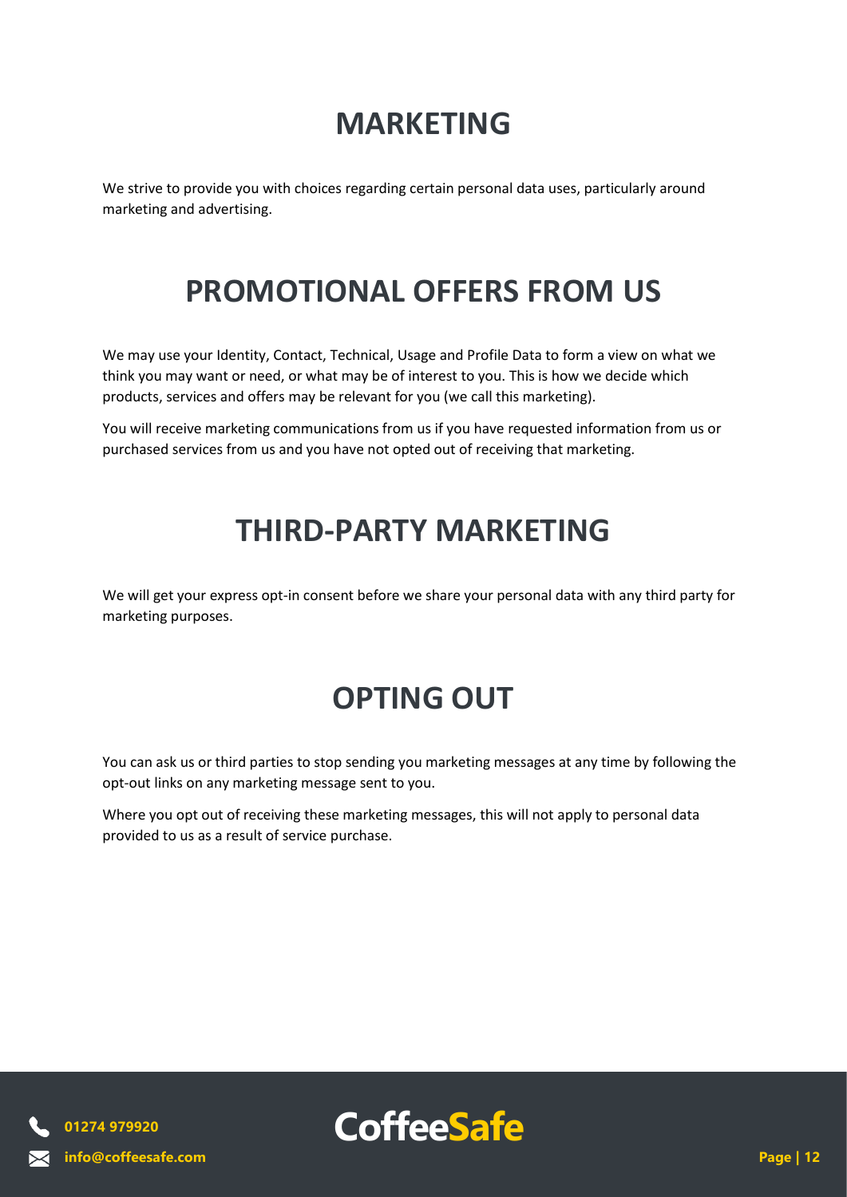# MARKETING

We strive to provide you with choices regarding certain personal data uses, particularly around marketing and advertising.

# PROMOTIONAL OFFERS FROM US

We may use your Identity, Contact, Technical, Usage and Profile Data to form a view on what we think you may want or need, or what may be of interest to you. This is how we decide which products, services and offers may be relevant for you (we call this marketing).

You will receive marketing communications from us if you have requested information from us or purchased services from us and you have not opted out of receiving that marketing.

# THIRD-PARTY MARKETING

We will get your express opt-in consent before we share your personal data with any third party for marketing purposes.

# OPTING OUT

You can ask us or third parties to stop sending you marketing messages at any time by following the opt-out links on any marketing message sent to you.

Where you opt out of receiving these marketing messages, this will not apply to personal data provided to us as a result of service purchase.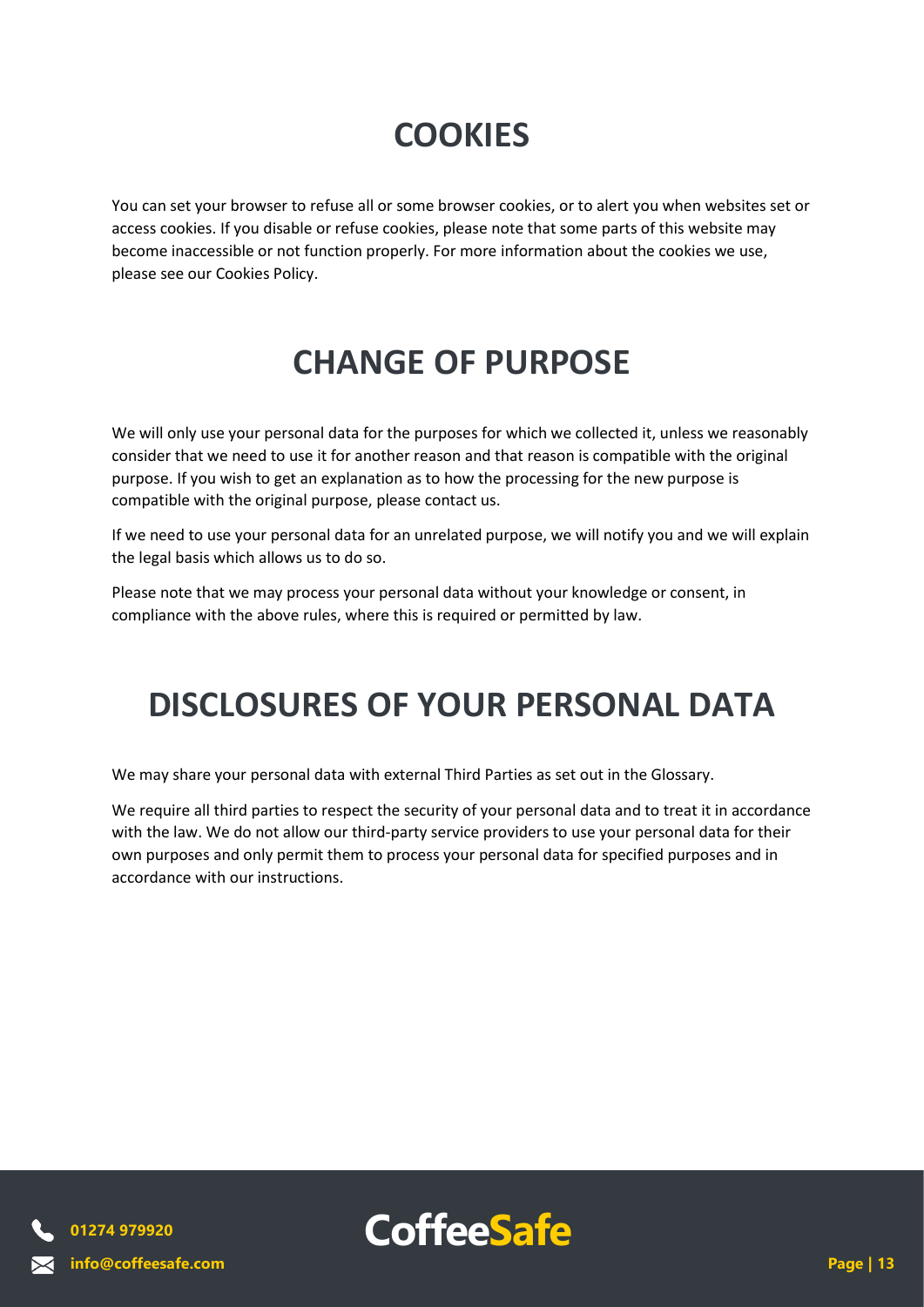# COOKIES

You can set your browser to refuse all or some browser cookies, or to alert you when websites set or access cookies. If you disable or refuse cookies, please note that some parts of this website may become inaccessible or not function properly. For more information about the cookies we use, please see our Cookies Policy.

# CHANGE OF PURPOSE

We will only use your personal data for the purposes for which we collected it, unless we reasonably consider that we need to use it for another reason and that reason is compatible with the original purpose. If you wish to get an explanation as to how the processing for the new purpose is compatible with the original purpose, please contact us.

If we need to use your personal data for an unrelated purpose, we will notify you and we will explain the legal basis which allows us to do so.

Please note that we may process your personal data without your knowledge or consent, in compliance with the above rules, where this is required or permitted by law.

# DISCLOSURES OF YOUR PERSONAL DATA

We may share your personal data with external Third Parties as set out in the Glossary.

We require all third parties to respect the security of your personal data and to treat it in accordance with the law. We do not allow our third-party service providers to use your personal data for their own purposes and only permit them to process your personal data for specified purposes and in accordance with our instructions.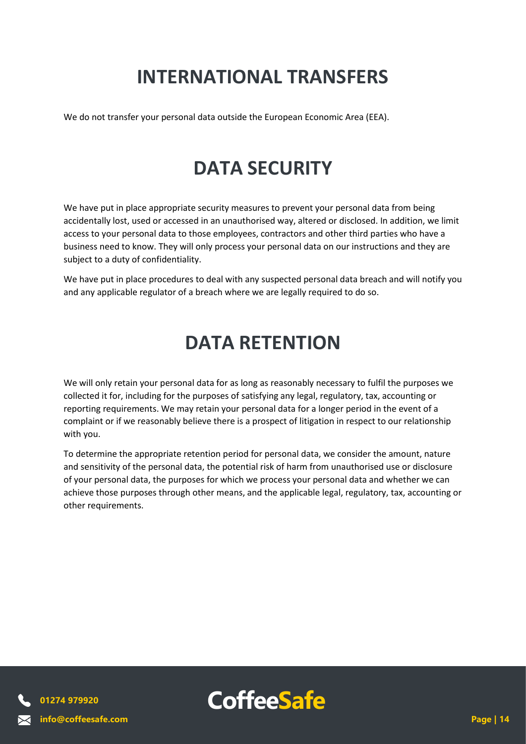# INTERNATIONAL TRANSFERS

We do not transfer your personal data outside the European Economic Area (EEA).

# DATA SECURITY

We have put in place appropriate security measures to prevent your personal data from being accidentally lost, used or accessed in an unauthorised way, altered or disclosed. In addition, we limit access to your personal data to those employees, contractors and other third parties who have a business need to know. They will only process your personal data on our instructions and they are subject to a duty of confidentiality.

We have put in place procedures to deal with any suspected personal data breach and will notify you and any applicable regulator of a breach where we are legally required to do so.

# DATA RETENTION

We will only retain your personal data for as long as reasonably necessary to fulfil the purposes we collected it for, including for the purposes of satisfying any legal, regulatory, tax, accounting or reporting requirements. We may retain your personal data for a longer period in the event of a complaint or if we reasonably believe there is a prospect of litigation in respect to our relationship with you.

To determine the appropriate retention period for personal data, we consider the amount, nature and sensitivity of the personal data, the potential risk of harm from unauthorised use or disclosure of your personal data, the purposes for which we process your personal data and whether we can achieve those purposes through other means, and the applicable legal, regulatory, tax, accounting or other requirements.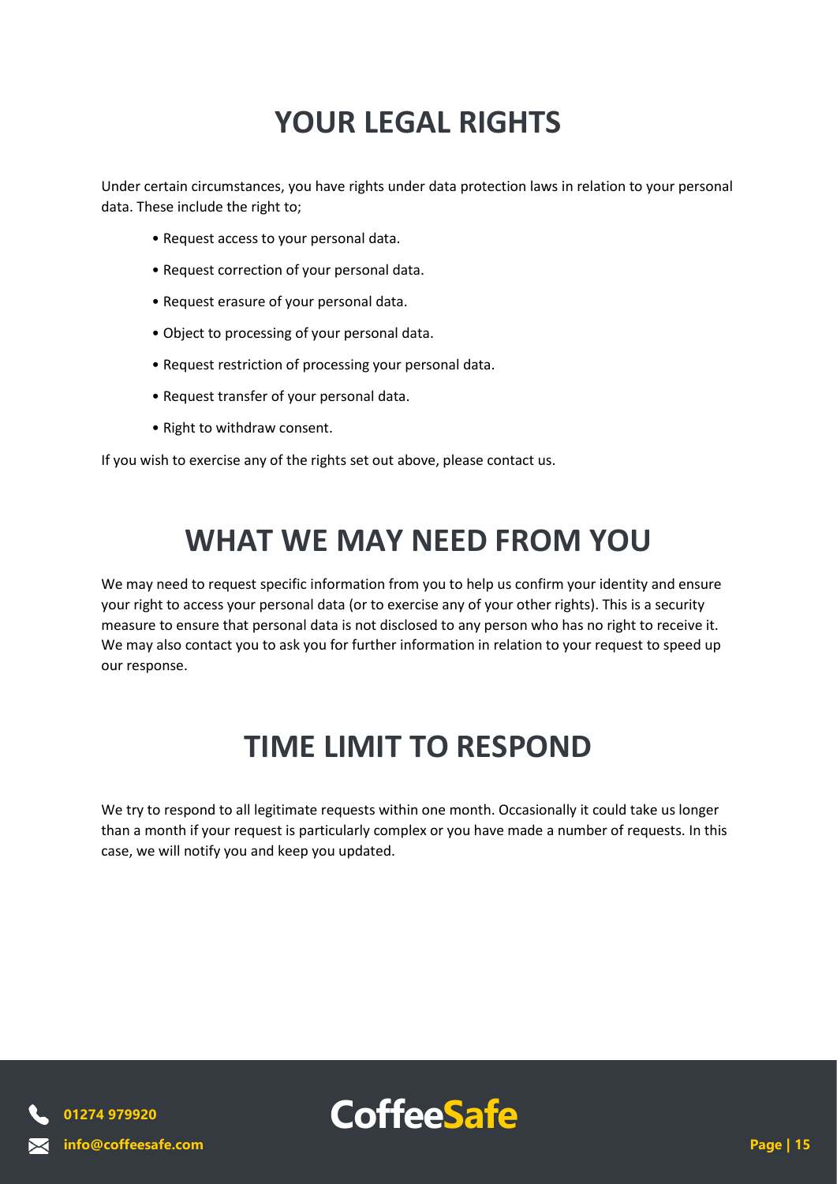# YOUR LEGAL RIGHTS

Under certain circumstances, you have rights under data protection laws in relation to your personal data. These include the right to;

- Request access to your personal data.
- Request correction of your personal data.
- Request erasure of your personal data.
- Object to processing of your personal data.
- Request restriction of processing your personal data.
- Request transfer of your personal data.
- Right to withdraw consent.

If you wish to exercise any of the rights set out above, please contact us.

# WHAT WE MAY NEED FROM YOU

We may need to request specific information from you to help us confirm your identity and ensure your right to access your personal data (or to exercise any of your other rights). This is a security measure to ensure that personal data is not disclosed to any person who has no right to receive it. We may also contact you to ask you for further information in relation to your request to speed up our response.

# TIME LIMIT TO RESPOND

We try to respond to all legitimate requests within one month. Occasionally it could take us longer than a month if your request is particularly complex or you have made a number of requests. In this case, we will notify you and keep you updated.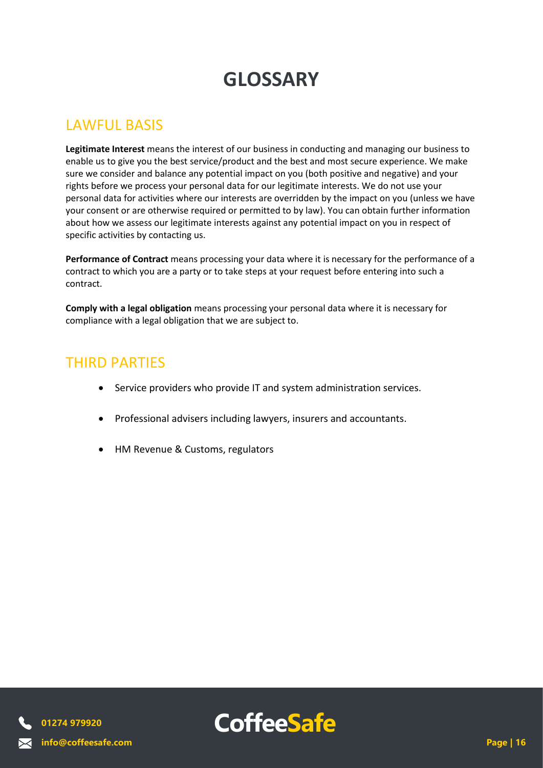# GLOSSARY

## LAWFUL BASIS

**Legitimate Interest** means the interest of our business in conducting and managing our business to enable us to give you the best service/product and the best and most secure experience. We make sure we consider and balance any potential impact on you (both positive and negative) and your rights before we process your personal data for our legitimate interests. We do not use your personal data for activities where our interests are overridden by the impact on you (unless we have your consent or are otherwise required or permitted to by law). You can obtain further information about how we assess our legitimate interests against any potential impact on you in respect of specific activities by contacting us.

**Performance of Contract** means processing your data where it is necessary for the performance of a contract to which you are a party or to take steps at your request before entering into such a contract.

**Comply with a legal obligation** means processing your personal data where it is necessary for compliance with a legal obligation that we are subject to.

## THIRD PARTIES

- Service providers who provide IT and system administration services.
- Professional advisers including lawyers, insurers and accountants.
- HM Revenue & Customs, regulators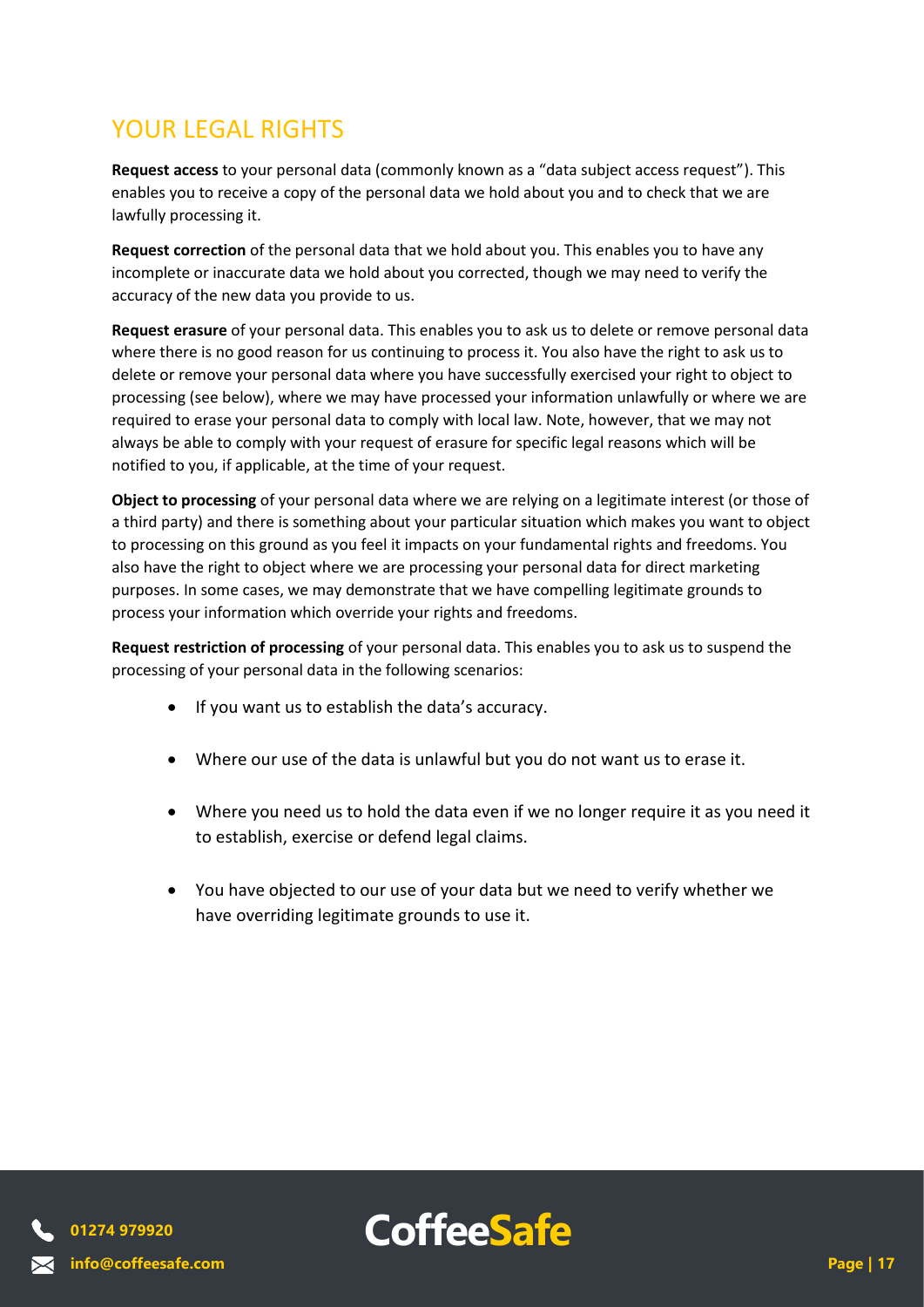## YOUR LEGAL RIGHTS

**Request access** to your personal data (commonly known as a "data subject access request"). This enables you to receive a copy of the personal data we hold about you and to check that we are lawfully processing it.

**Request correction** of the personal data that we hold about you. This enables you to have any incomplete or inaccurate data we hold about you corrected, though we may need to verify the accuracy of the new data you provide to us.

**Request erasure** of your personal data. This enables you to ask us to delete or remove personal data where there is no good reason for us continuing to process it. You also have the right to ask us to delete or remove your personal data where you have successfully exercised your right to object to processing (see below), where we may have processed your information unlawfully or where we are required to erase your personal data to comply with local law. Note, however, that we may not always be able to comply with your request of erasure for specific legal reasons which will be notified to you, if applicable, at the time of your request.

**Object to processing** of your personal data where we are relying on a legitimate interest (or those of a third party) and there is something about your particular situation which makes you want to object to processing on this ground as you feel it impacts on your fundamental rights and freedoms. You also have the right to object where we are processing your personal data for direct marketing purposes. In some cases, we may demonstrate that we have compelling legitimate grounds to process your information which override your rights and freedoms.

**Request restriction of processing** of your personal data. This enables you to ask us to suspend the processing of your personal data in the following scenarios:

- If you want us to establish the data's accuracy.
- Where our use of the data is unlawful but you do not want us to erase it.
- Where you need us to hold the data even if we no longer require it as you need it to establish, exercise or defend legal claims.
- You have objected to our use of your data but we need to verify whether we have overriding legitimate grounds to use it.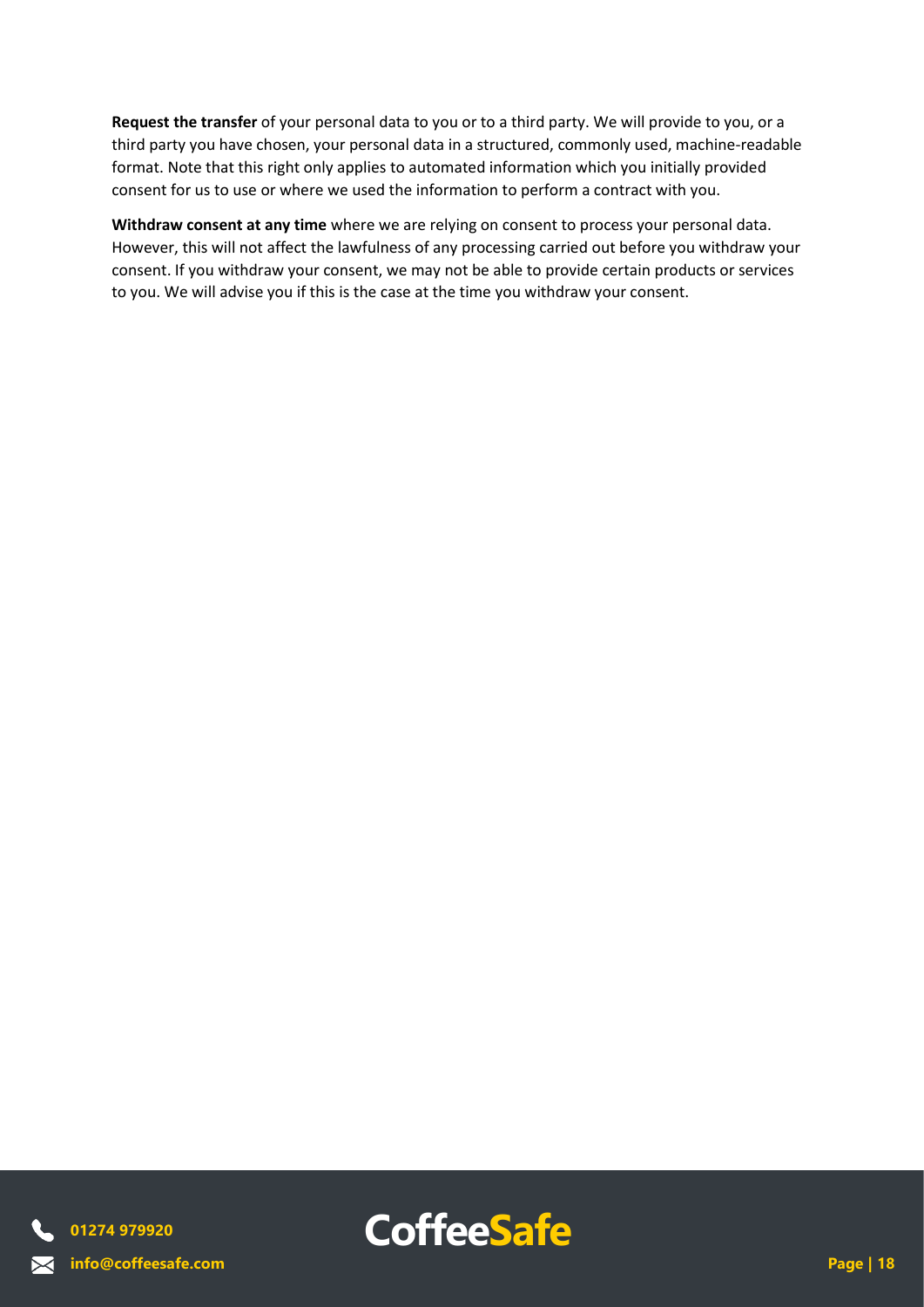**Request the transfer** of your personal data to you or to a third party. We will provide to you, or a third party you have chosen, your personal data in a structured, commonly used, machine-readable format. Note that this right only applies to automated information which you initially provided consent for us to use or where we used the information to perform a contract with you.

**Withdraw consent at any time** where we are relying on consent to process your personal data. However, this will not affect the lawfulness of any processing carried out before you withdraw your consent. If you withdraw your consent, we may not be able to provide certain products or services to you. We will advise you if this is the case at the time you withdraw your consent.